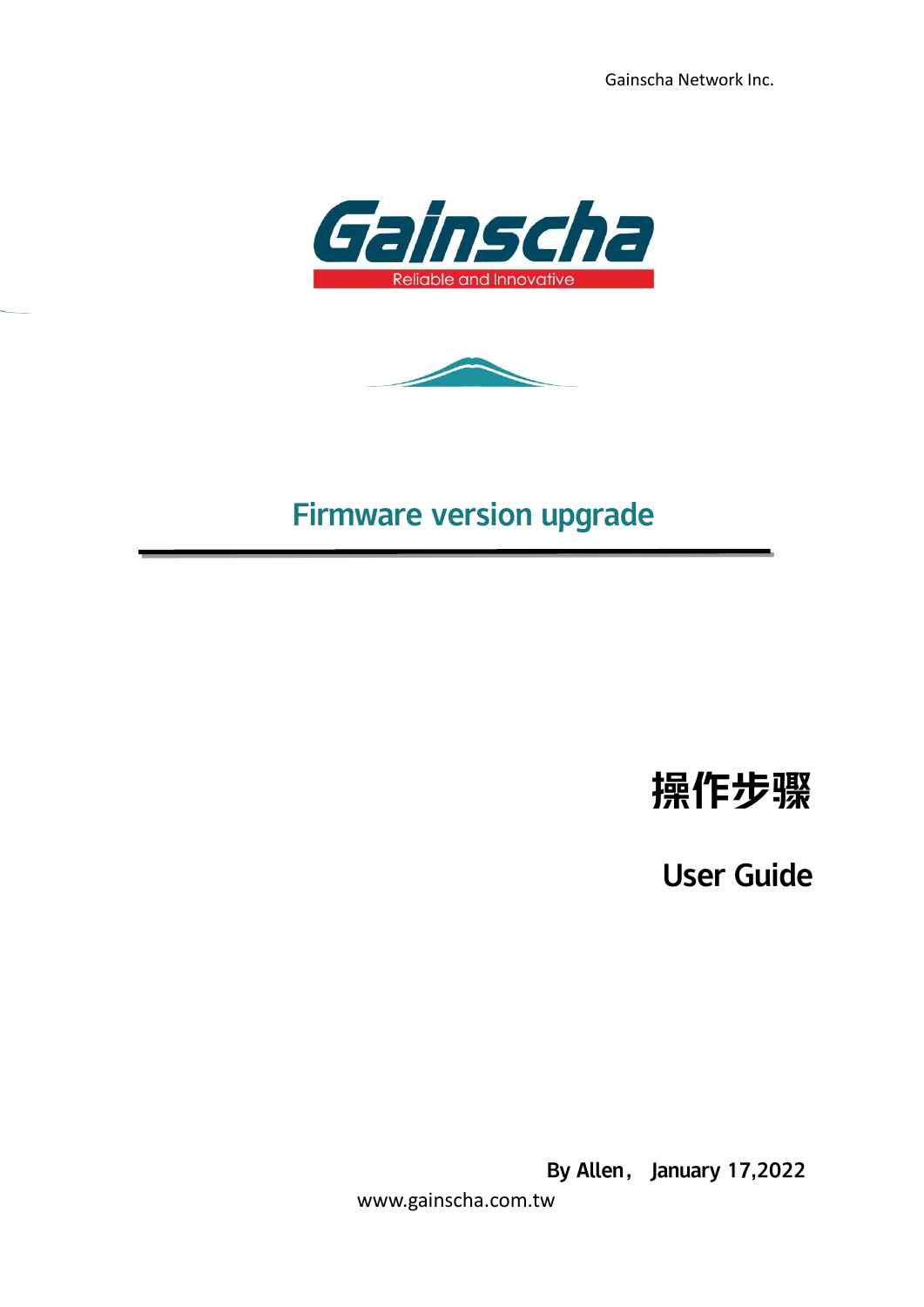Gainscha Network Inc.

Gainscha

Reliable and Innovative

# Firmware version upgrade

## 操作步骤

## User Guide

**By Allen， January 17,2022**

www.gainscha.com.tw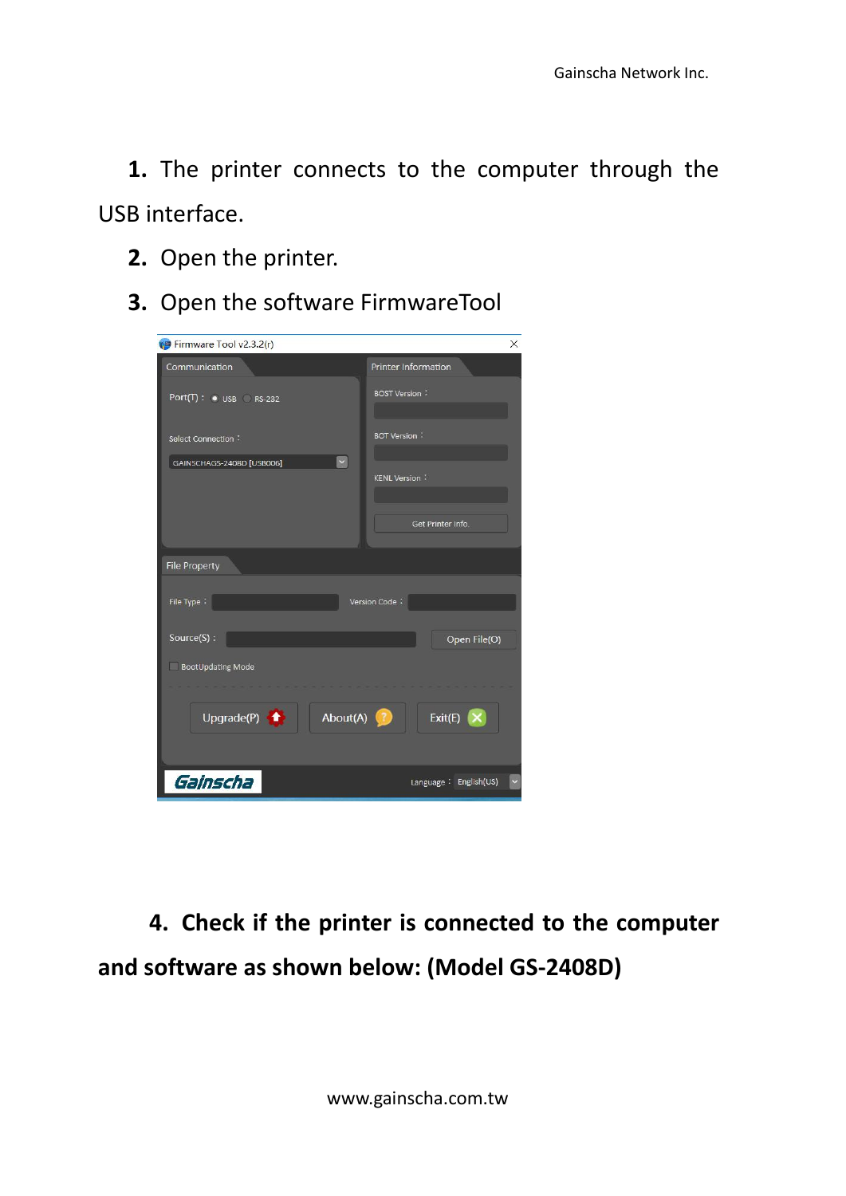1. The printer connects to the computer through the USB interface.
2. Open the printer.
3. Open the software FirmwareTool

**4. Check if the printer is connected to the computer and software as shown below: (Model GS-2408D)**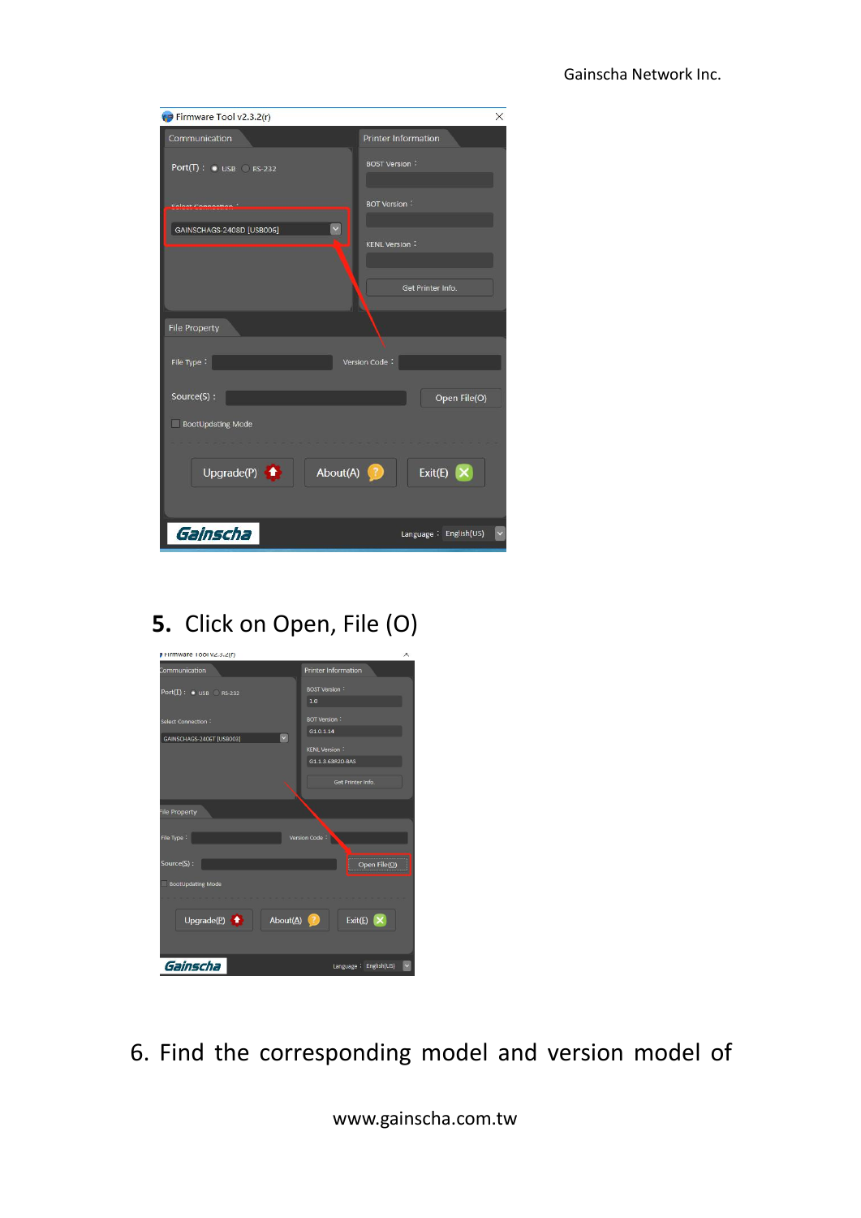5. Click on Open, File (O)

6. Find the corresponding model and version model of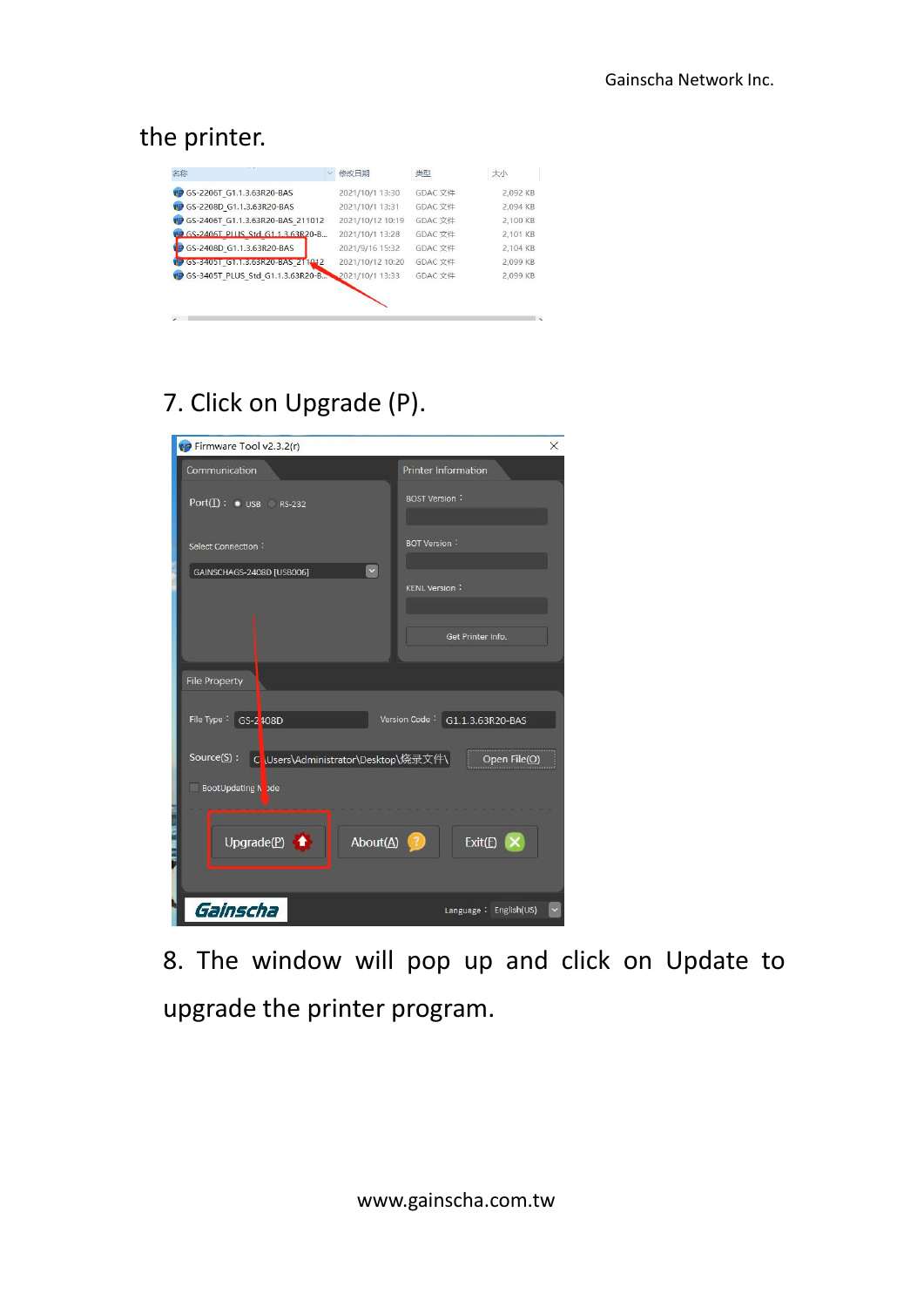the printer.

7. Click on Upgrade (P).

8. The window will pop up and click on Update to upgrade the printer program.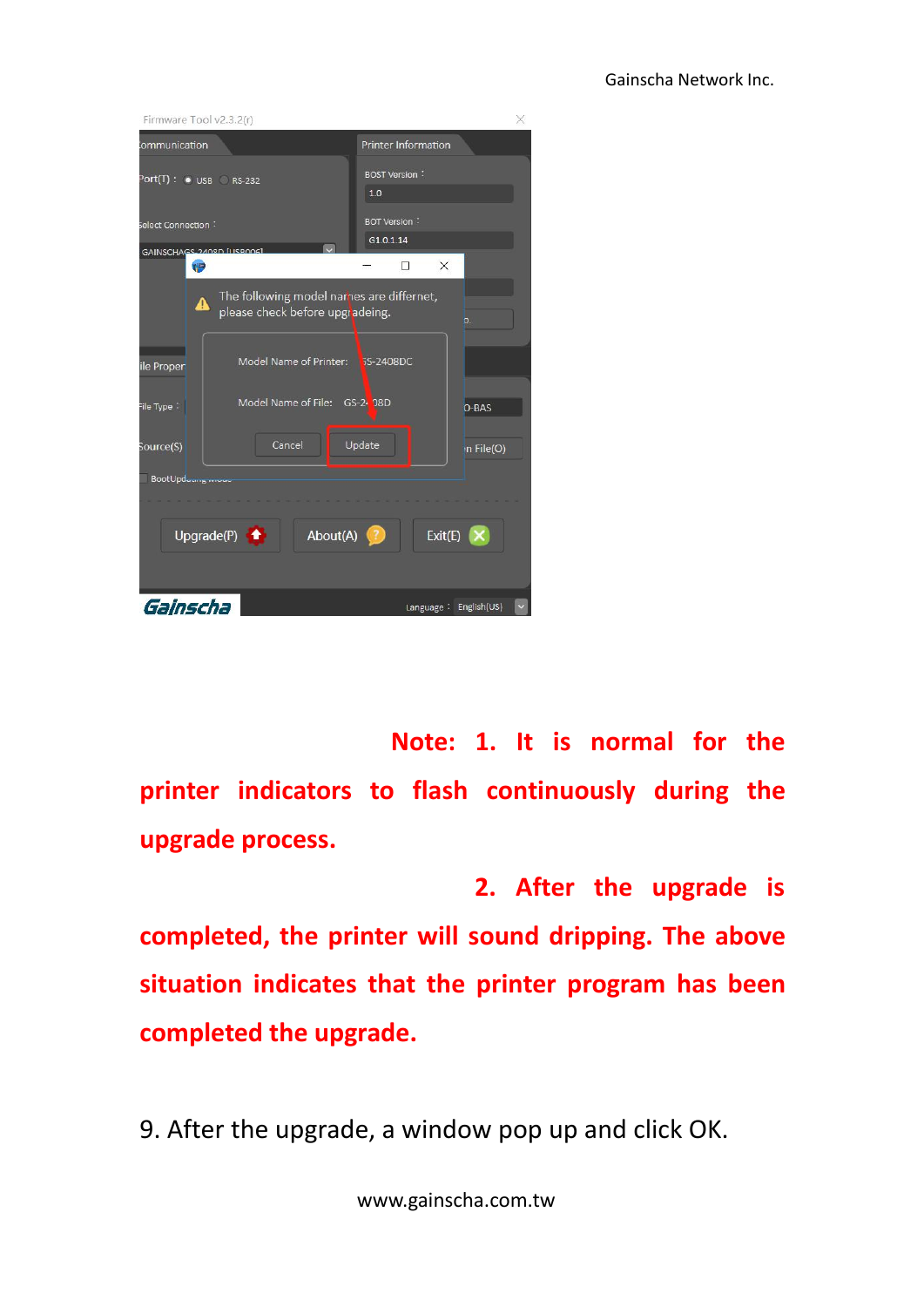**Note: 1. It is normal for the printer indicators to flash continuously during the upgrade process.**

**2. After the upgrade is completed, the printer will sound dripping. The above situation indicates that the printer program has been completed the upgrade.**

9. After the upgrade, a window pop up and click OK.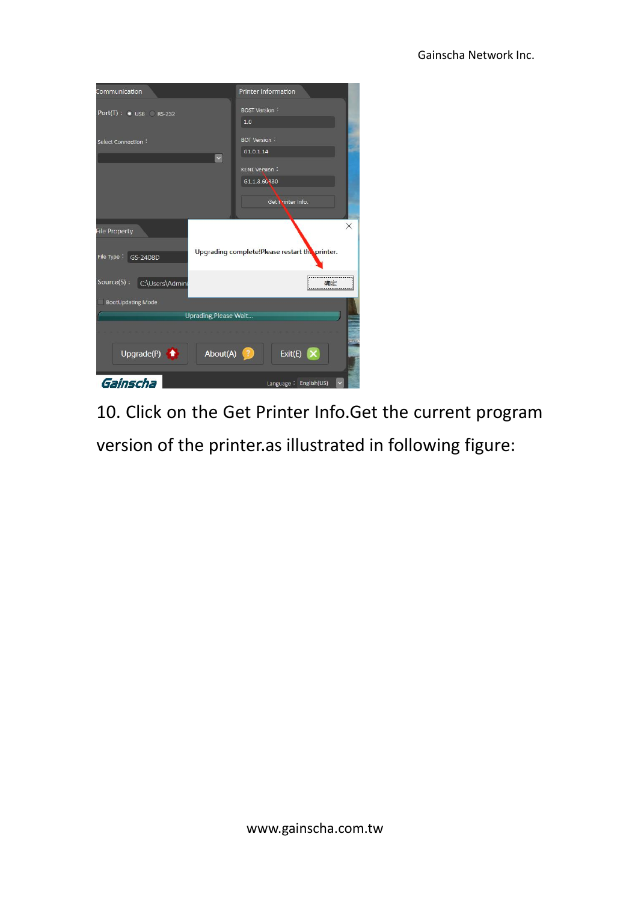10. Click on the Get Printer Info.Get the current program version of the printer.as illustrated in following figure: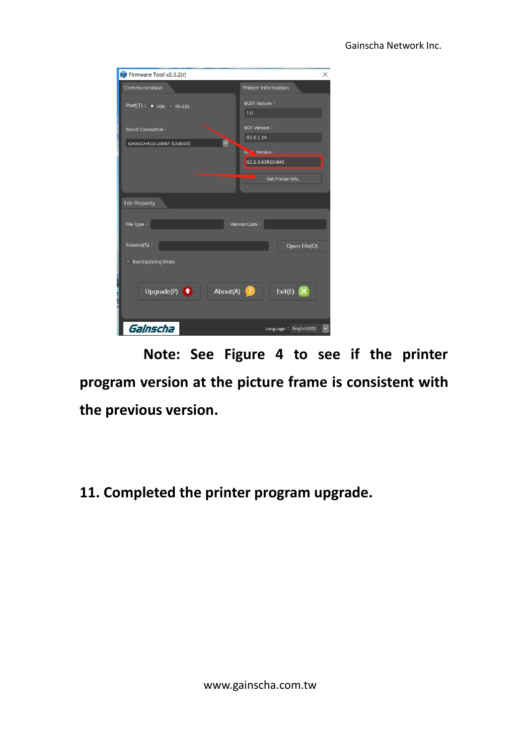**Note: See Figure 4 to see if the printer program version at the picture frame is consistent with the previous version.**

**11. Completed the printer program upgrade.**